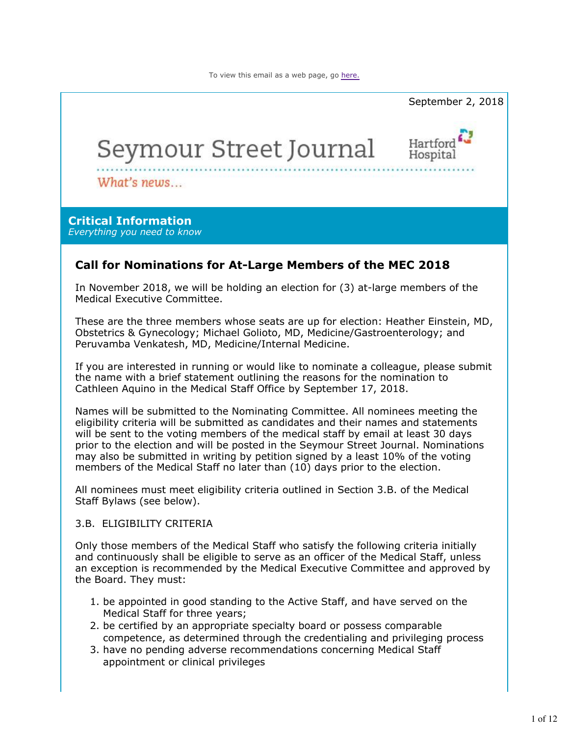To view this email as a web page, go here.

September 2, 2018

# Seymour Street Journal

Hartford Hospital

*What's news...*

## Critical Information

*Everything you need to know*

### Call for Nominations for At-Large Members of the MEC 2018

In November 2018, we will be holding an election for (3) at-large members of the Medical Executive Committee.

These are the three members whose seats are up for election: Heather Einstein, MD, Obstetrics & Gynecology; Michael Golioto, MD, Medicine/Gastroenterology; and Peruvamba Venkatesh, MD, Medicine/Internal Medicine.

If you are interested in running or would like to nominate a colleague, please submit the name with a brief statement outlining the reasons for the nomination to Cathleen Aquino in the Medical Staff Office by September 17, 2018.

Names will be submitted to the Nominating Committee. All nominees meeting the eligibility criteria will be submitted as candidates and their names and statements will be sent to the voting members of the medical staff by email at least 30 days prior to the election and will be posted in the Seymour Street Journal. Nominations may also be submitted in writing by petition signed by a least 10% of the voting members of the Medical Staff no later than (10) days prior to the election.

All nominees must meet eligibility criteria outlined in Section 3.B. of the Medical Staff Bylaws (see below).

3.B. ELIGIBILITY CRITERIA

Only those members of the Medical Staff who satisfy the following criteria initially and continuously shall be eligible to serve as an officer of the Medical Staff, unless an exception is recommended by the Medical Executive Committee and approved by the Board. They must:

1. be appointed in good standing to the Active Staff, and have served on the Medical Staff for three years;
2. be certified by an appropriate specialty board or possess comparable competence, as determined through the credentialing and privileging process
3. have no pending adverse recommendations concerning Medical Staff appointment or clinical privileges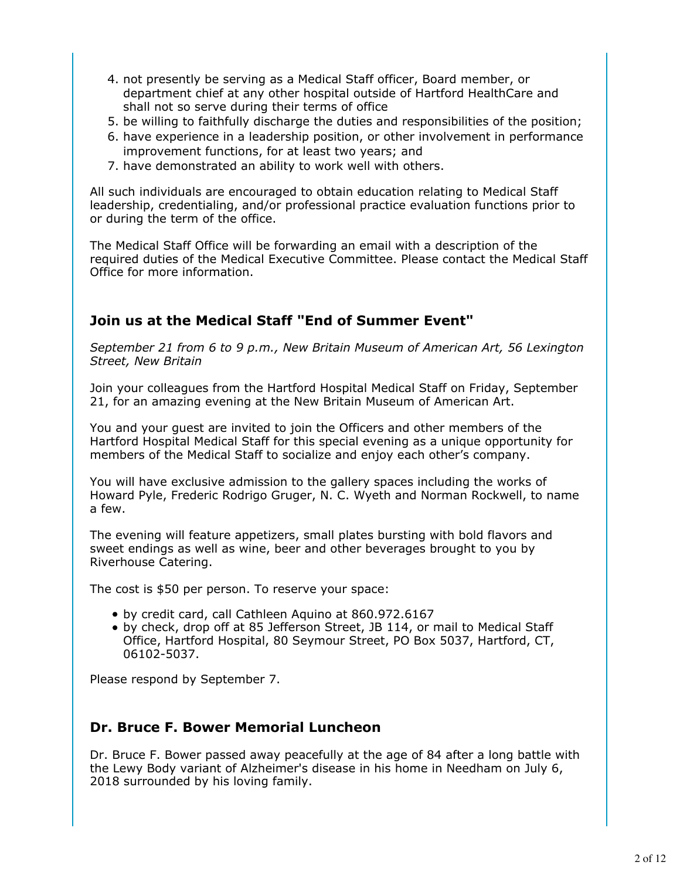4. not presently be serving as a Medical Staff officer, Board member, or department chief at any other hospital outside of Hartford HealthCare and shall not so serve during their terms of office
5. be willing to faithfully discharge the duties and responsibilities of the position;
6. have experience in a leadership position, or other involvement in performance improvement functions, for at least two years; and
7. have demonstrated an ability to work well with others.

All such individuals are encouraged to obtain education relating to Medical Staff leadership, credentialing, and/or professional practice evaluation functions prior to or during the term of the office.

The Medical Staff Office will be forwarding an email with a description of the required duties of the Medical Executive Committee. Please contact the Medical Staff Office for more information.

## Join us at the Medical Staff "End of Summer Event"

*September 21 from 6 to 9 p.m., New Britain Museum of American Art, 56 Lexington Street, New Britain*

Join your colleagues from the Hartford Hospital Medical Staff on Friday, September 21, for an amazing evening at the New Britain Museum of American Art.

You and your guest are invited to join the Officers and other members of the Hartford Hospital Medical Staff for this special evening as a unique opportunity for members of the Medical Staff to socialize and enjoy each other's company.

You will have exclusive admission to the gallery spaces including the works of Howard Pyle, Frederic Rodrigo Gruger, N. C. Wyeth and Norman Rockwell, to name a few.

The evening will feature appetizers, small plates bursting with bold flavors and sweet endings as well as wine, beer and other beverages brought to you by Riverhouse Catering.

The cost is $50 per person. To reserve your space:

- by credit card, call Cathleen Aquino at 860.972.6167
- by check, drop off at 85 Jefferson Street, JB 114, or mail to Medical Staff Office, Hartford Hospital, 80 Seymour Street, PO Box 5037, Hartford, CT, 06102-5037.

Please respond by September 7.

## Dr. Bruce F. Bower Memorial Luncheon

Dr. Bruce F. Bower passed away peacefully at the age of 84 after a long battle with the Lewy Body variant of Alzheimer's disease in his home in Needham on July 6, 2018 surrounded by his loving family.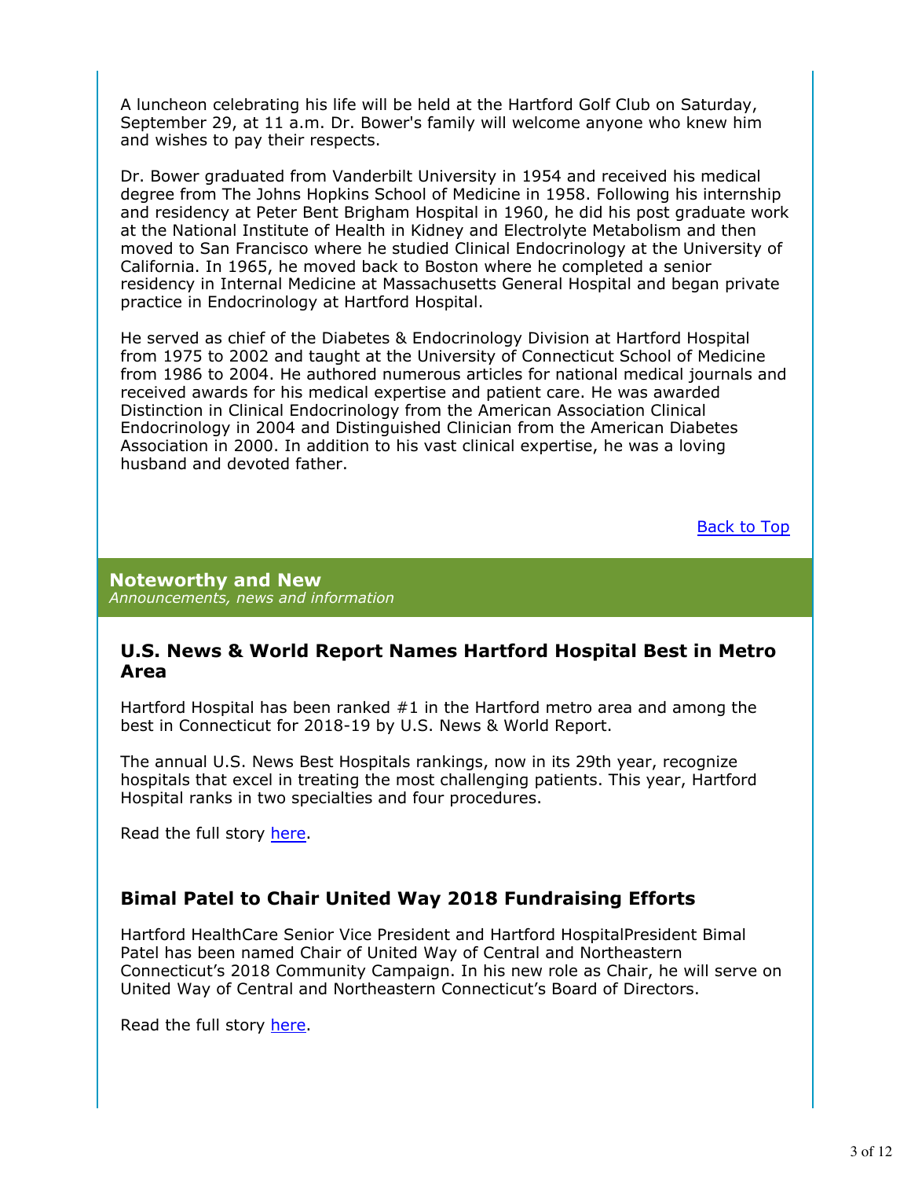A luncheon celebrating his life will be held at the Hartford Golf Club on Saturday, September 29, at 11 a.m. Dr. Bower's family will welcome anyone who knew him and wishes to pay their respects.

Dr. Bower graduated from Vanderbilt University in 1954 and received his medical degree from The Johns Hopkins School of Medicine in 1958. Following his internship and residency at Peter Bent Brigham Hospital in 1960, he did his post graduate work at the National Institute of Health in Kidney and Electrolyte Metabolism and then moved to San Francisco where he studied Clinical Endocrinology at the University of California. In 1965, he moved back to Boston where he completed a senior residency in Internal Medicine at Massachusetts General Hospital and began private practice in Endocrinology at Hartford Hospital.

He served as chief of the Diabetes & Endocrinology Division at Hartford Hospital from 1975 to 2002 and taught at the University of Connecticut School of Medicine from 1986 to 2004. He authored numerous articles for national medical journals and received awards for his medical expertise and patient care. He was awarded Distinction in Clinical Endocrinology from the American Association Clinical Endocrinology in 2004 and Distinguished Clinician from the American Diabetes Association in 2000. In addition to his vast clinical expertise, he was a loving husband and devoted father.

Back to Top

## Noteworthy and New

*Announcements, news and information*

### U.S. News & World Report Names Hartford Hospital Best in Metro Area

Hartford Hospital has been ranked #1 in the Hartford metro area and among the best in Connecticut for 2018-19 by U.S. News & World Report.

The annual U.S. News Best Hospitals rankings, now in its 29th year, recognize hospitals that excel in treating the most challenging patients. This year, Hartford Hospital ranks in two specialties and four procedures.

Read the full story here.

### Bimal Patel to Chair United Way 2018 Fundraising Efforts

Hartford HealthCare Senior Vice President and Hartford HospitalPresident Bimal Patel has been named Chair of United Way of Central and Northeastern Connecticut's 2018 Community Campaign. In his new role as Chair, he will serve on United Way of Central and Northeastern Connecticut's Board of Directors.

Read the full story here.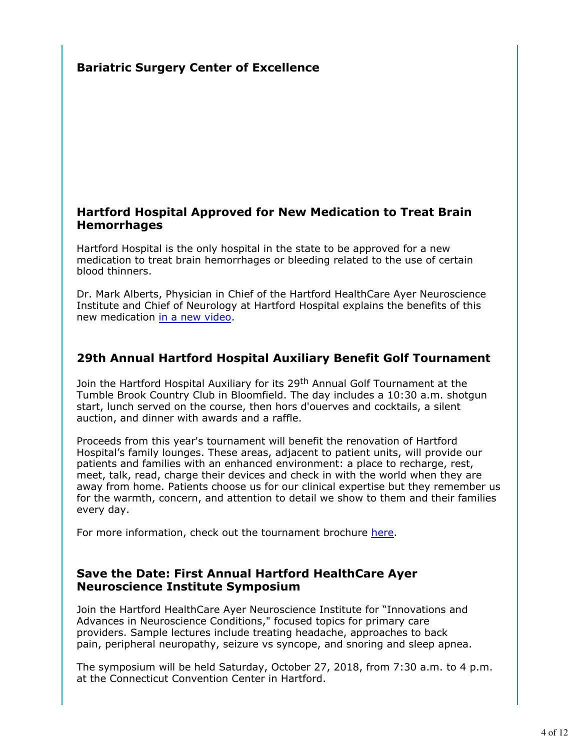### Bariatric Surgery Center of Excellence

### Hartford Hospital Approved for New Medication to Treat Brain Hemorrhages

Hartford Hospital is the only hospital in the state to be approved for a new medication to treat brain hemorrhages or bleeding related to the use of certain blood thinners.

Dr. Mark Alberts, Physician in Chief of the Hartford HealthCare Ayer Neuroscience Institute and Chief of Neurology at Hartford Hospital explains the benefits of this new medication in a new video.

### 29th Annual Hartford Hospital Auxiliary Benefit Golf Tournament

Join the Hartford Hospital Auxiliary for its 29th Annual Golf Tournament at the Tumble Brook Country Club in Bloomfield. The day includes a 10:30 a.m. shotgun start, lunch served on the course, then hors d'oueves and cocktails, a silent auction, and dinner with awards and a raffle.

Proceeds from this year's tournament will benefit the renovation of Hartford Hospital's family lounges. These areas, adjacent to patient units, will provide our patients and families with an enhanced environment: a place to recharge, rest, meet, talk, read, charge their devices and check in with the world when they are away from home. Patients choose us for our clinical expertise but they remember us for the warmth, concern, and attention to detail we show to them and their families every day.

For more information, check out the tournament brochure here.

### Save the Date: First Annual Hartford HealthCare Ayer Neuroscience Institute Symposium

Join the Hartford HealthCare Ayer Neuroscience Institute for "Innovations and Advances in Neuroscience Conditions," focused topics for primary care providers. Sample lectures include treating headache, approaches to back pain, peripheral neuropathy, seizure vs syncope, and snoring and sleep apnea.

The symposium will be held Saturday, October 27, 2018, from 7:30 a.m. to 4 p.m. at the Connecticut Convention Center in Hartford.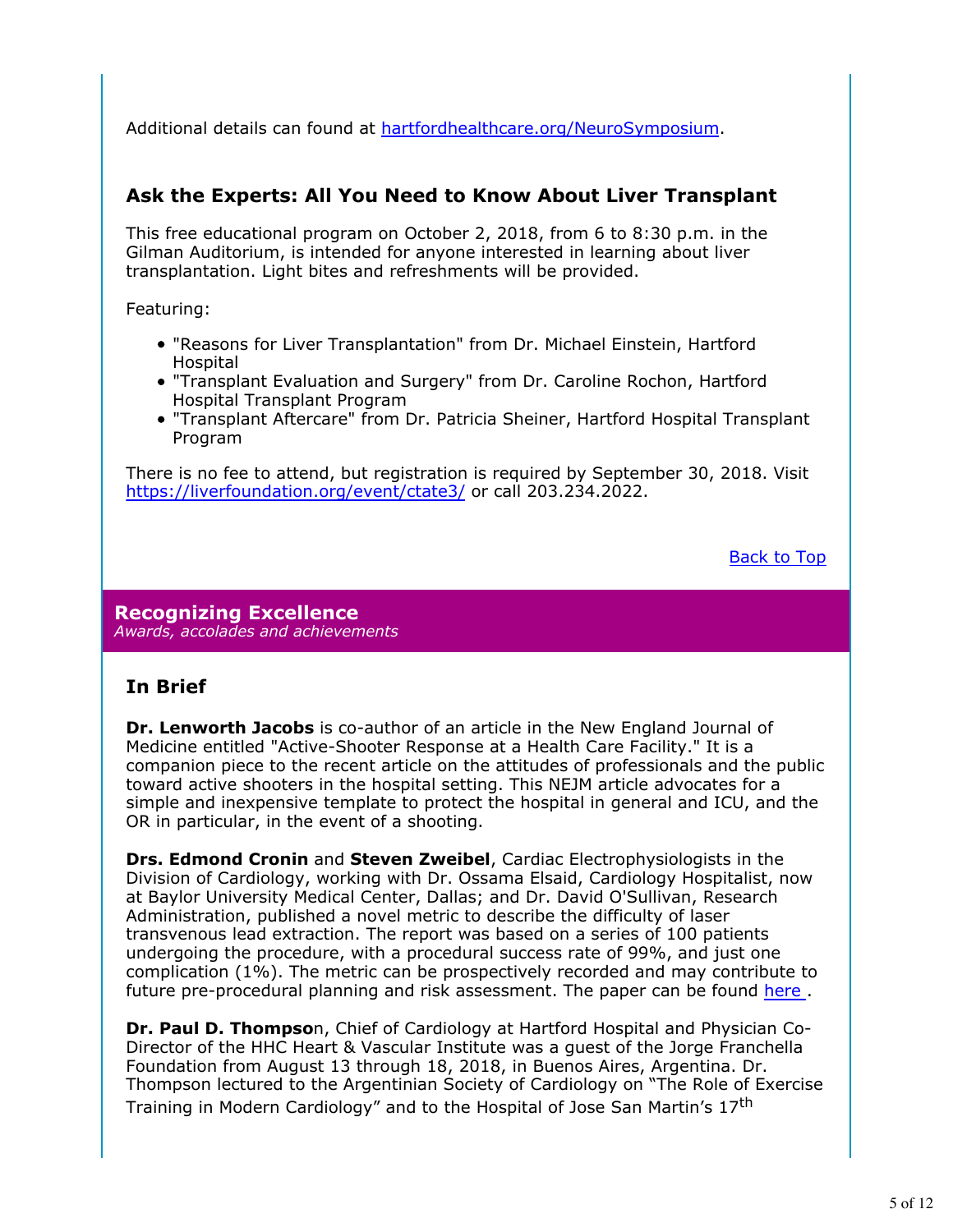Additional details can found at [hartfordhealthcare.org/NeuroSymposium](hartfordhealthcare.org/NeuroSymposium).

## Ask the Experts: All You Need to Know About Liver Transplant

This free educational program on October 2, 2018, from 6 to 8:30 p.m. in the Gilman Auditorium, is intended for anyone interested in learning about liver transplantation. Light bites and refreshments will be provided.

Featuring:

- "Reasons for Liver Transplantation" from Dr. Michael Einstein, Hartford Hospital
- "Transplant Evaluation and Surgery" from Dr. Caroline Rochon, Hartford Hospital Transplant Program
- "Transplant Aftercare" from Dr. Patricia Sheiner, Hartford Hospital Transplant Program

There is no fee to attend, but registration is required by September 30, 2018. Visit [https://liverfoundation.org/event/ctate3/](https://liverfoundation.org/event/ctate3/) or call 203.234.2022.

Back to Top

# Recognizing Excellence

*Awards, accolades and achievements*

## In Brief

**Dr. Lenworth Jacobs** is co-author of an article in the New England Journal of Medicine entitled "Active-Shooter Response at a Health Care Facility." It is a companion piece to the recent article on the attitudes of professionals and the public toward active shooters in the hospital setting. This NEJM article advocates for a simple and inexpensive template to protect the hospital in general and ICU, and the OR in particular, in the event of a shooting.

**Drs. Edmond Cronin** and **Steven Zweibel**, Cardiac Electrophysiologists in the Division of Cardiology, working with Dr. Ossama Elsaid, Cardiology Hospitalist, now at Baylor University Medical Center, Dallas; and Dr. David O'Sullivan, Research Administration, published a novel metric to describe the difficulty of laser transvenous lead extraction. The report was based on a series of 100 patients undergoing the procedure, with a procedural success rate of 99%, and just one complication (1%). The metric can be prospectively recorded and may contribute to future pre-procedural planning and risk assessment. The paper can be found here .

**Dr. Paul D. Thompso**n, Chief of Cardiology at Hartford Hospital and Physician Co-Director of the HHC Heart & Vascular Institute was a guest of the Jorge Franchella Foundation from August 13 through 18, 2018, in Buenos Aires, Argentina. Dr. Thompson lectured to the Argentinian Society of Cardiology on "The Role of Exercise Training in Modern Cardiology" and to the Hospital of Jose San Martin's 17th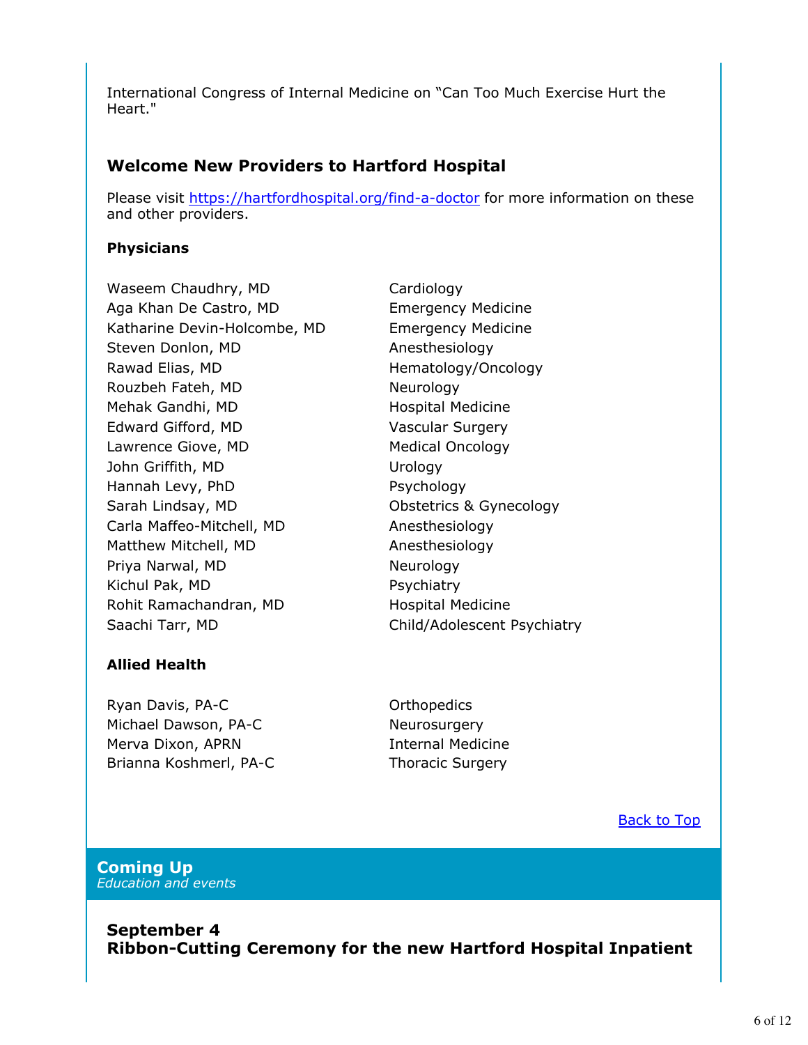International Congress of Internal Medicine on "Can Too Much Exercise Hurt the Heart."

## Welcome New Providers to Hartford Hospital

Please visit [https://hartfordhospital.org/find-a-doctor](https://hartfordhospital.org/find-a-doctor) for more information on these and other providers.

**Physicians**

| | |
|---|---|
| Waseem Chaudhry, MD | Cardiology |
| Aga Khan De Castro, MD | Emergency Medicine |
| Katharine Devin-Holcombe, MD | Emergency Medicine |
| Steven Donlon, MD | Anesthesiology |
| Rawad Elias, MD | Hematology/Oncology |
| Rouzbeh Fateh, MD | Neurology |
| Mehak Gandhi, MD | Hospital Medicine |
| Edward Gifford, MD | Vascular Surgery |
| Lawrence Giove, MD | Medical Oncology |
| John Griffith, MD | Urology |
| Hannah Levy, PhD | Psychology |
| Sarah Lindsay, MD | Obstetrics & Gynecology |
| Carla Maffeo-Mitchell, MD | Anesthesiology |
| Matthew Mitchell, MD | Anesthesiology |
| Priya Narwal, MD | Neurology |
| Kichul Pak, MD | Psychiatry |
| Rohit Ramachandran, MD | Hospital Medicine |
| Saachi Tarr, MD | Child/Adolescent Psychiatry |

**Allied Health**

| | |
|---|---|
| Ryan Davis, PA-C | Orthopedics |
| Michael Dawson, PA-C | Neurosurgery |
| Merva Dixon, APRN | Internal Medicine |
| Brianna Koshmerl, PA-C | Thoracic Surgery |

Back to Top

## Coming Up

*Education and events*

### September 4
### Ribbon-Cutting Ceremony for the new Hartford Hospital Inpatient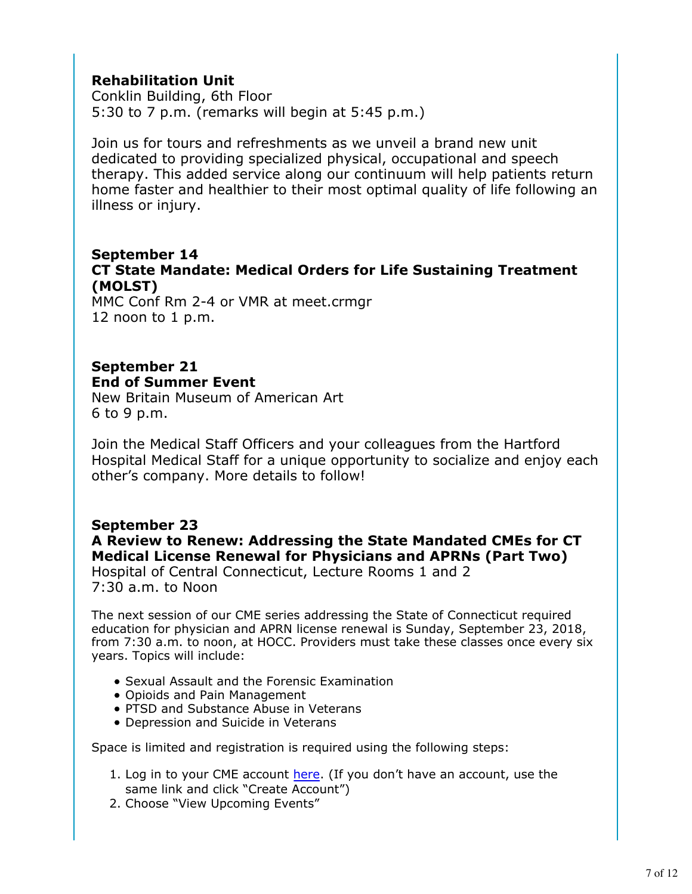**Rehabilitation Unit**
Conklin Building, 6th Floor
5:30 to 7 p.m. (remarks will begin at 5:45 p.m.)

Join us for tours and refreshments as we unveil a brand new unit dedicated to providing specialized physical, occupational and speech therapy. This added service along our continuum will help patients return home faster and healthier to their most optimal quality of life following an illness or injury.

**September 14**
**CT State Mandate: Medical Orders for Life Sustaining Treatment (MOLST)**
MMC Conf Rm 2-4 or VMR at meet.crmgr
12 noon to 1 p.m.

**September 21**
**End of Summer Event**
New Britain Museum of American Art
6 to 9 p.m.

Join the Medical Staff Officers and your colleagues from the Hartford Hospital Medical Staff for a unique opportunity to socialize and enjoy each other's company. More details to follow!

**September 23**
**A Review to Renew: Addressing the State Mandated CMEs for CT Medical License Renewal for Physicians and APRNs (Part Two)**
Hospital of Central Connecticut, Lecture Rooms 1 and 2
7:30 a.m. to Noon

The next session of our CME series addressing the State of Connecticut required education for physician and APRN license renewal is Sunday, September 23, 2018, from 7:30 a.m. to noon, at HOCC. Providers must take these classes once every six years. Topics will include:

- Sexual Assault and the Forensic Examination
- Opioids and Pain Management
- PTSD and Substance Abuse in Veterans
- Depression and Suicide in Veterans

Space is limited and registration is required using the following steps:

1. Log in to your CME account here. (If you don't have an account, use the same link and click "Create Account")
2. Choose "View Upcoming Events"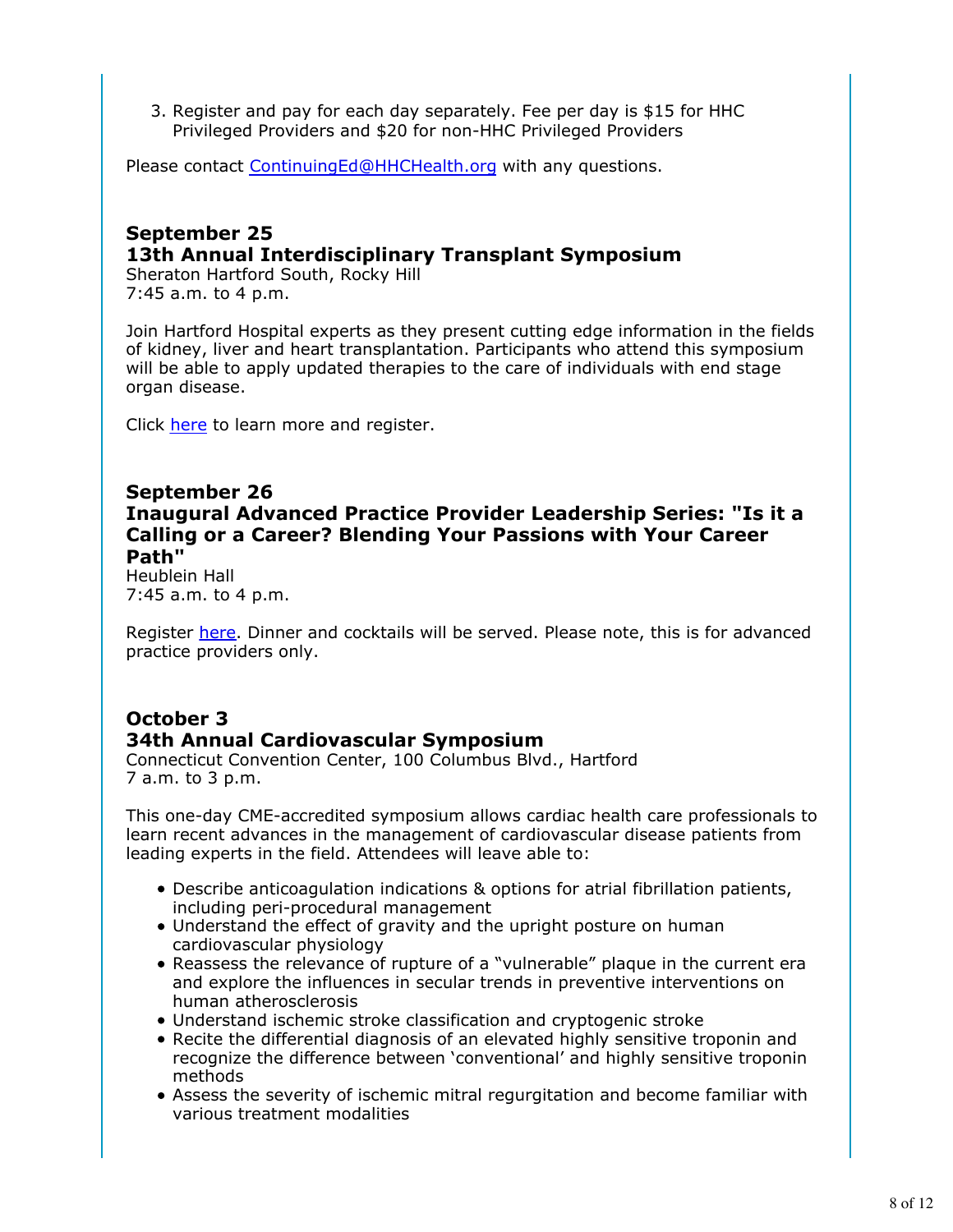3. Register and pay for each day separately. Fee per day is $15 for HHC Privileged Providers and $20 for non-HHC Privileged Providers

Please contact ContinuingEd@HHCHealth.org with any questions.

### September 25
### 13th Annual Interdisciplinary Transplant Symposium

Sheraton Hartford South, Rocky Hill
7:45 a.m. to 4 p.m.

Join Hartford Hospital experts as they present cutting edge information in the fields of kidney, liver and heart transplantation. Participants who attend this symposium will be able to apply updated therapies to the care of individuals with end stage organ disease.

Click here to learn more and register.

### September 26
### Inaugural Advanced Practice Provider Leadership Series: "Is it a Calling or a Career? Blending Your Passions with Your Career Path"

Heublein Hall
7:45 a.m. to 4 p.m.

Register here. Dinner and cocktails will be served. Please note, this is for advanced practice providers only.

### October 3
### 34th Annual Cardiovascular Symposium

Connecticut Convention Center, 100 Columbus Blvd., Hartford
7 a.m. to 3 p.m.

This one-day CME-accredited symposium allows cardiac health care professionals to learn recent advances in the management of cardiovascular disease patients from leading experts in the field. Attendees will leave able to:

- Describe anticoagulation indications & options for atrial fibrillation patients, including peri-procedural management
- Understand the effect of gravity and the upright posture on human cardiovascular physiology
- Reassess the relevance of rupture of a "vulnerable" plaque in the current era and explore the influences in secular trends in preventive interventions on human atherosclerosis
- Understand ischemic stroke classification and cryptogenic stroke
- Recite the differential diagnosis of an elevated highly sensitive troponin and recognize the difference between 'conventional' and highly sensitive troponin methods
- Assess the severity of ischemic mitral regurgitation and become familiar with various treatment modalities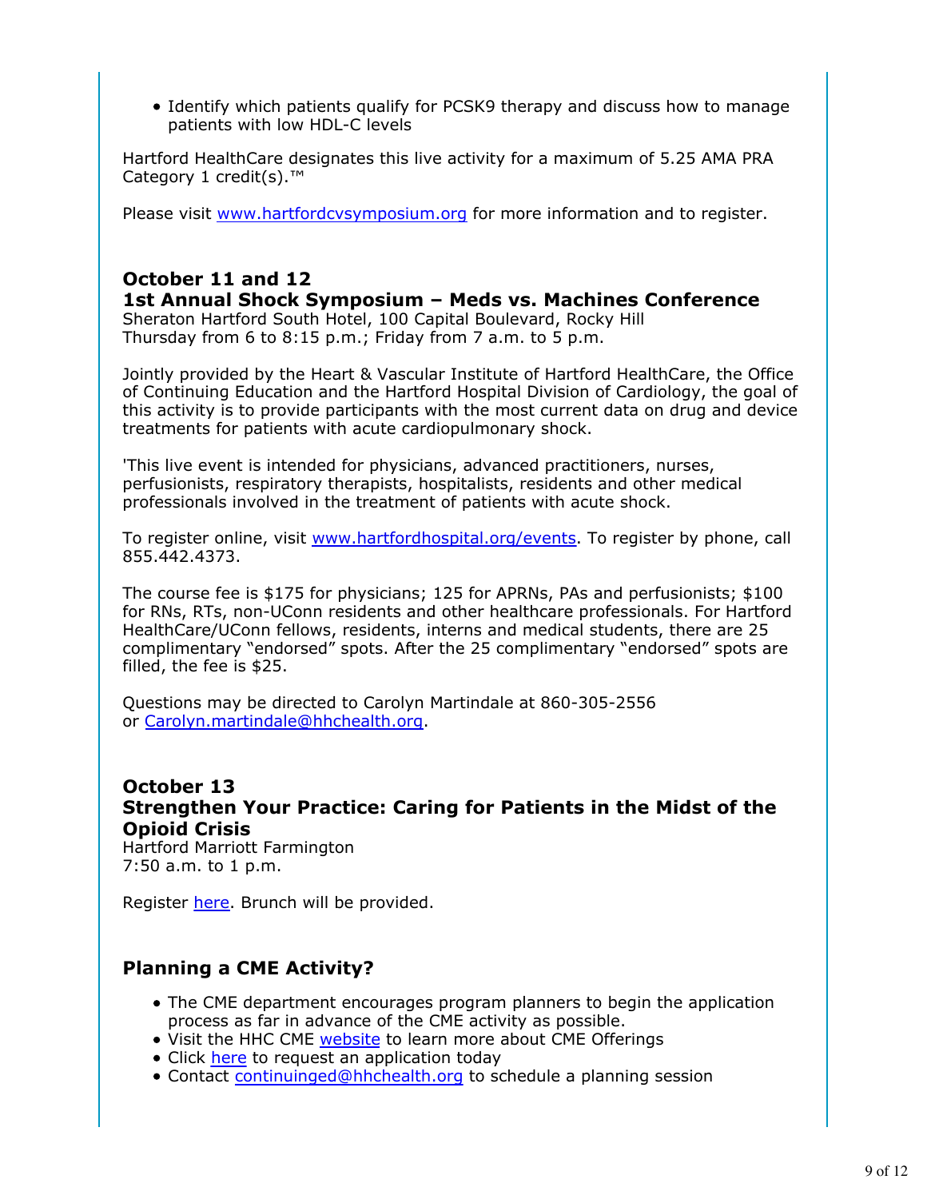- Identify which patients qualify for PCSK9 therapy and discuss how to manage patients with low HDL-C levels

Hartford HealthCare designates this live activity for a maximum of 5.25 AMA PRA Category 1 credit(s).™

Please visit www.hartfordcvsymposium.org for more information and to register.

### October 11 and 12
### 1st Annual Shock Symposium – Meds vs. Machines Conference

Sheraton Hartford South Hotel, 100 Capital Boulevard, Rocky Hill
Thursday from 6 to 8:15 p.m.; Friday from 7 a.m. to 5 p.m.

Jointly provided by the Heart & Vascular Institute of Hartford HealthCare, the Office of Continuing Education and the Hartford Hospital Division of Cardiology, the goal of this activity is to provide participants with the most current data on drug and device treatments for patients with acute cardiopulmonary shock.

'This live event is intended for physicians, advanced practitioners, nurses, perfusionists, respiratory therapists, hospitalists, residents and other medical professionals involved in the treatment of patients with acute shock.

To register online, visit www.hartfordhospital.org/events. To register by phone, call 855.442.4373.

The course fee is $175 for physicians; 125 for APRNs, PAs and perfusionists; $100 for RNs, RTs, non-UConn residents and other healthcare professionals. For Hartford HealthCare/UConn fellows, residents, interns and medical students, there are 25 complimentary "endorsed" spots. After the 25 complimentary "endorsed" spots are filled, the fee is $25.

Questions may be directed to Carolyn Martindale at 860-305-2556 or Carolyn.martindale@hhchealth.org.

### October 13
### Strengthen Your Practice: Caring for Patients in the Midst of the Opioid Crisis

Hartford Marriott Farmington
7:50 a.m. to 1 p.m.

Register here. Brunch will be provided.

### Planning a CME Activity?

- The CME department encourages program planners to begin the application process as far in advance of the CME activity as possible.
- Visit the HHC CME website to learn more about CME Offerings
- Click here to request an application today
- Contact continuinged@hhchealth.org to schedule a planning session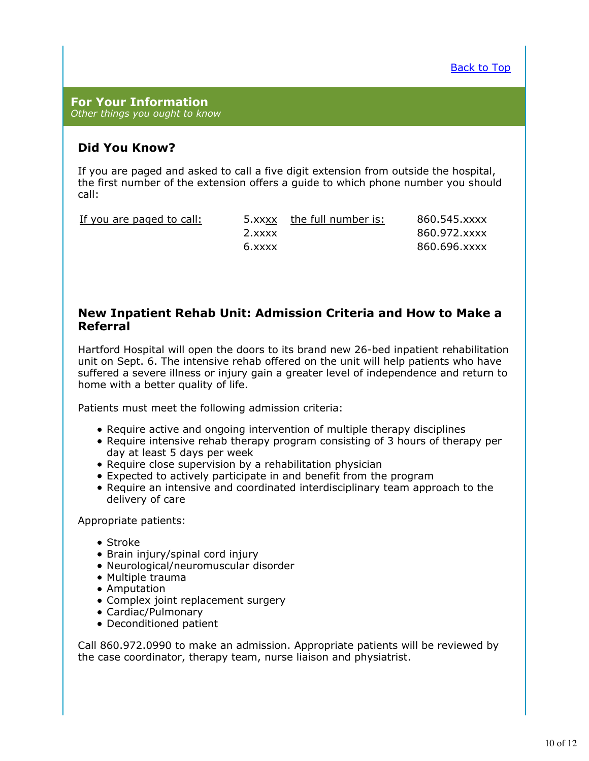Back to Top

## For Your Information

*Other things you ought to know*

### Did You Know?

If you are paged and asked to call a five digit extension from outside the hospital, the first number of the extension offers a guide to which phone number you should call:

| If you are paged to call: | | the full number is: | |
|---|---|---|---|
| | 5.xxxx | | 860.545.xxxx |
| | 2.xxxx | | 860.972.xxxx |
| | 6.xxxx | | 860.696.xxxx |

### New Inpatient Rehab Unit: Admission Criteria and How to Make a Referral

Hartford Hospital will open the doors to its brand new 26-bed inpatient rehabilitation unit on Sept. 6. The intensive rehab offered on the unit will help patients who have suffered a severe illness or injury gain a greater level of independence and return to home with a better quality of life.

Patients must meet the following admission criteria:

- Require active and ongoing intervention of multiple therapy disciplines
- Require intensive rehab therapy program consisting of 3 hours of therapy per day at least 5 days per week
- Require close supervision by a rehabilitation physician
- Expected to actively participate in and benefit from the program
- Require an intensive and coordinated interdisciplinary team approach to the delivery of care

Appropriate patients:

- Stroke
- Brain injury/spinal cord injury
- Neurological/neuromuscular disorder
- Multiple trauma
- Amputation
- Complex joint replacement surgery
- Cardiac/Pulmonary
- Deconditioned patient

Call 860.972.0990 to make an admission. Appropriate patients will be reviewed by the case coordinator, therapy team, nurse liaison and physiatrist.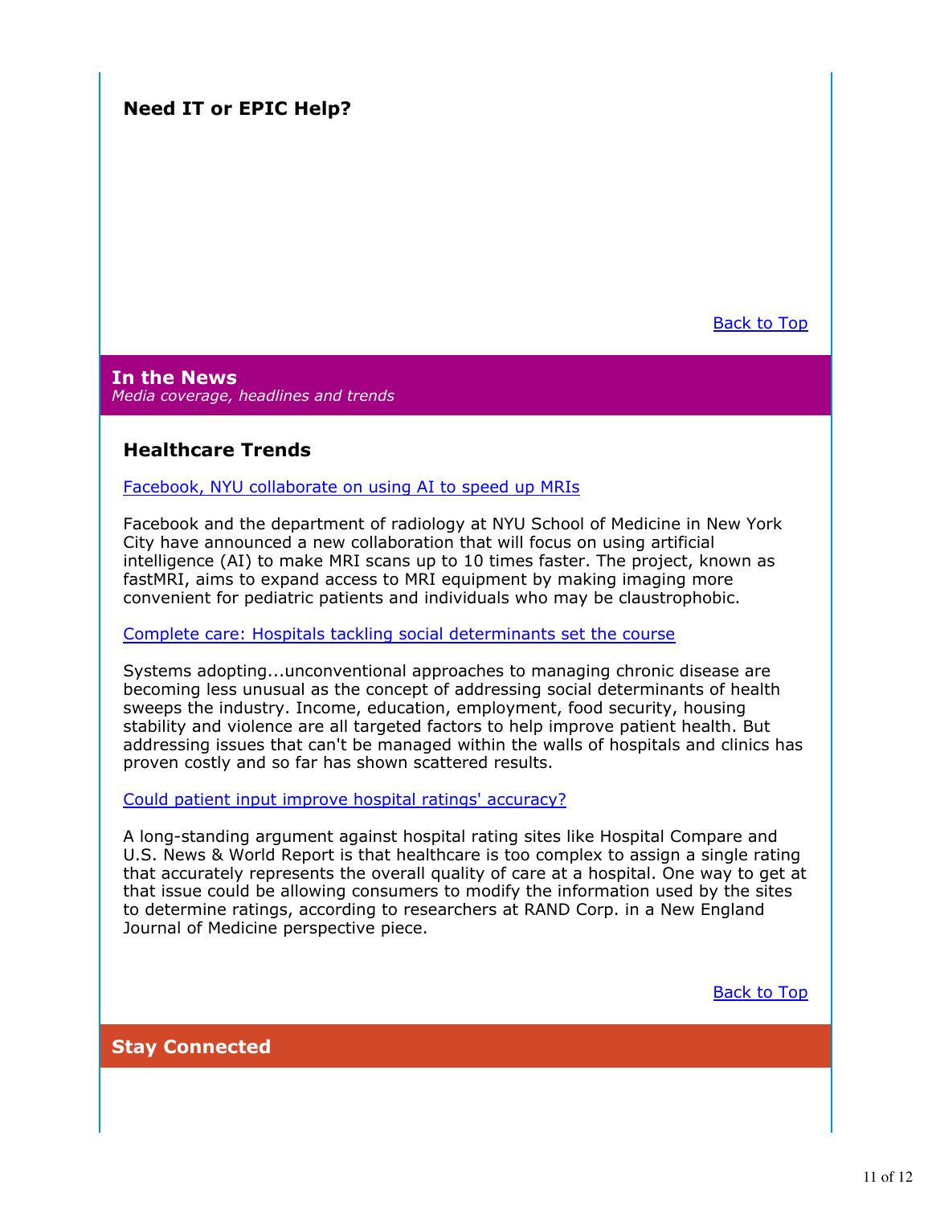### Need IT or EPIC Help?

Back to Top

## In the News

*Media coverage, headlines and trends*

### Healthcare Trends

Facebook, NYU collaborate on using AI to speed up MRIs

Facebook and the department of radiology at NYU School of Medicine in New York City have announced a new collaboration that will focus on using artificial intelligence (AI) to make MRI scans up to 10 times faster. The project, known as fastMRI, aims to expand access to MRI equipment by making imaging more convenient for pediatric patients and individuals who may be claustrophobic.

Complete care: Hospitals tackling social determinants set the course

Systems adopting...unconventional approaches to managing chronic disease are becoming less unusual as the concept of addressing social determinants of health sweeps the industry. Income, education, employment, food security, housing stability and violence are all targeted factors to help improve patient health. But addressing issues that can't be managed within the walls of hospitals and clinics has proven costly and so far has shown scattered results.

Could patient input improve hospital ratings' accuracy?

A long-standing argument against hospital rating sites like Hospital Compare and U.S. News & World Report is that healthcare is too complex to assign a single rating that accurately represents the overall quality of care at a hospital. One way to get at that issue could be allowing consumers to modify the information used by the sites to determine ratings, according to researchers at RAND Corp. in a New England Journal of Medicine perspective piece.

Back to Top

## Stay Connected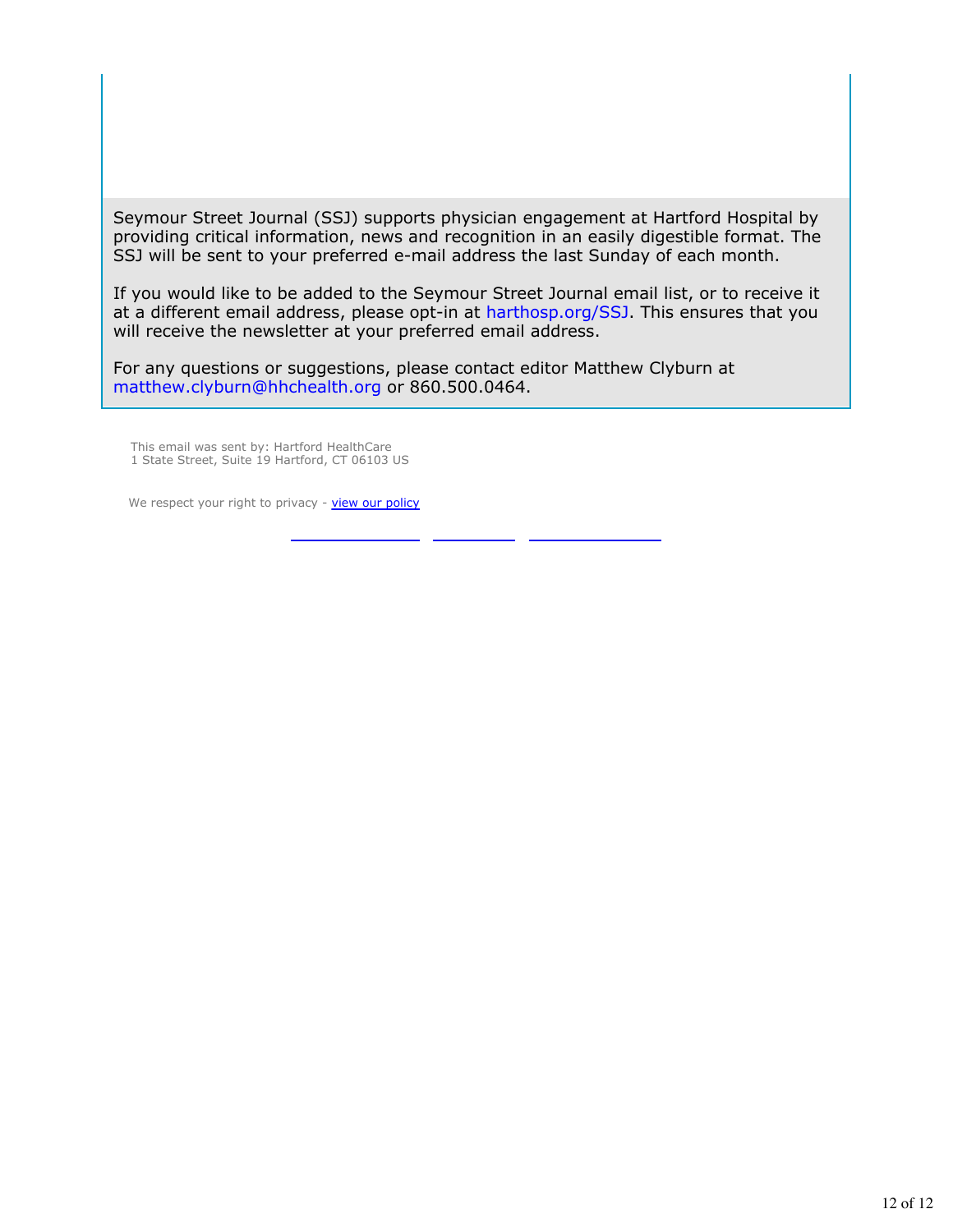Seymour Street Journal (SSJ) supports physician engagement at Hartford Hospital by providing critical information, news and recognition in an easily digestible format. The SSJ will be sent to your preferred e-mail address the last Sunday of each month.

If you would like to be added to the Seymour Street Journal email list, or to receive it at a different email address, please opt-in at harthosp.org/SSJ. This ensures that you will receive the newsletter at your preferred email address.

For any questions or suggestions, please contact editor Matthew Clyburn at matthew.clyburn@hhchealth.org or 860.500.0464.

This email was sent by: Hartford HealthCare
1 State Street, Suite 19 Hartford, CT 06103 US

We respect your right to privacy - view our policy